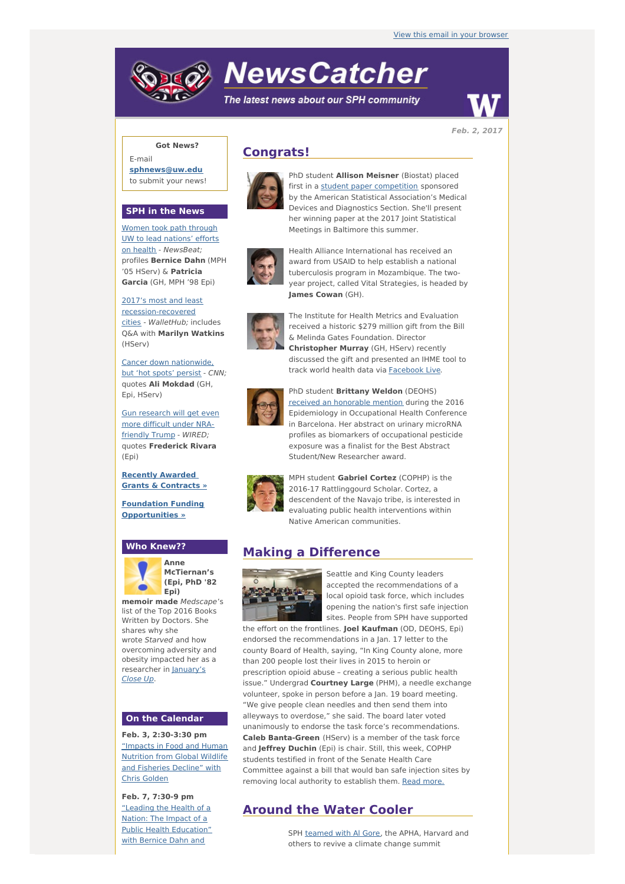View this email in your browser

# NewsCatcher

*The latest news about our SPH community*

**Feb. 2, 2017**

**Got News?**

E-mail
**sphnews@uw.edu**
to submit your news!

## SPH in the News

Women took path through UW to lead nations' efforts on health - *NewsBeat;* profiles **Bernice Dahn** (MPH '05 HServ) & **Patricia Garcia** (GH, MPH '98 Epi)

2017's most and least recession-recovered cities - *WalletHub;* includes Q&A with **Marilyn Watkins** (HServ)

Cancer down nationwide, but 'hot spots' persist - *CNN;* quotes **Ali Mokdad** (GH, Epi, HServ)

Gun research will get even more difficult under NRA-friendly Trump - *WIRED;* quotes **Frederick Rivara** (Epi)

**Recently Awarded Grants & Contracts »**

**Foundation Funding Opportunities »**

## Who Knew??

**Anne McTiernan's (Epi, PhD '82 Epi) memoir made** *Medscape*'s list of the Top 2016 Books Written by Doctors. She shares why she wrote *Starved* and how overcoming adversity and obesity impacted her as a researcher in *January's Close Up*.

## On the Calendar

**Feb. 3, 2:30-3:30 pm**
"Impacts in Food and Human Nutrition from Global Wildlife and Fisheries Decline" with Chris Golden

**Feb. 7, 7:30-9 pm**
"Leading the Health of a Nation: The Impact of a Public Health Education" with Bernice Dahn and

## Congrats!

PhD student **Allison Meisner** (Biostat) placed first in a student paper competition sponsored by the American Statistical Association's Medical Devices and Diagnostics Section. She'll present her winning paper at the 2017 Joint Statistical Meetings in Baltimore this summer.

Health Alliance International has received an award from USAID to help establish a national tuberculosis program in Mozambique. The two-year project, called Vital Strategies, is headed by **James Cowan** (GH).

The Institute for Health Metrics and Evaluation received a historic $279 million gift from the Bill & Melinda Gates Foundation. Director **Christopher Murray** (GH, HServ) recently discussed the gift and presented an IHME tool to track world health data via Facebook Live.

PhD student **Brittany Weldon** (DEOHS) received an honorable mention during the 2016 Epidemiology in Occupational Health Conference in Barcelona. Her abstract on urinary microRNA profiles as biomarkers of occupational pesticide exposure was a finalist for the Best Abstract Student/New Researcher award.

MPH student **Gabriel Cortez** (COPHP) is the 2016-17 Rattlinggourd Scholar. Cortez, a descendent of the Navajo tribe, is interested in evaluating public health interventions within Native American communities.

## Making a Difference

Seattle and King County leaders accepted the recommendations of a local opioid task force, which includes opening the nation's first safe injection sites. People from SPH have supported the effort on the frontlines. **Joel Kaufman** (OD, DEOHS, Epi) endorsed the recommendations in a Jan. 17 letter to the county Board of Health, saying, "In King County alone, more than 200 people lost their lives in 2015 to heroin or prescription opioid abuse – creating a serious public health issue." Undergrad **Courtney Large** (PHM), a needle exchange volunteer, spoke in person before a Jan. 19 board meeting. "We give people clean needles and then send them into alleyways to overdose," she said. The board later voted unanimously to endorse the task force's recommendations. **Caleb Banta-Green** (HServ) is a member of the task force and **Jeffrey Duchin** (Epi) is chair. Still, this week, COPHP students testified in front of the Senate Health Care Committee against a bill that would ban safe injection sites by removing local authority to establish them. Read more.

## Around the Water Cooler

SPH teamed with Al Gore, the APHA, Harvard and others to revive a climate change summit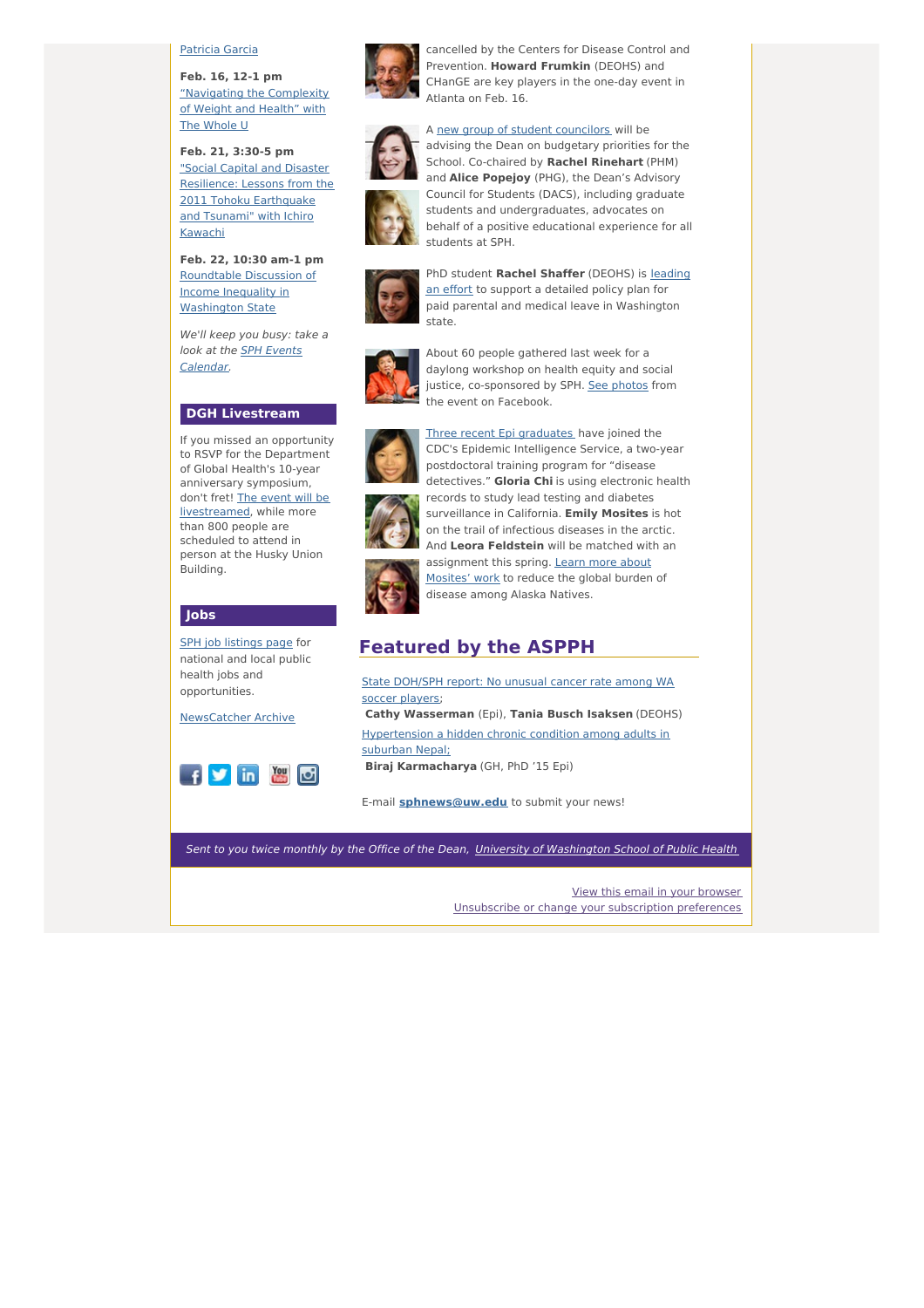Patricia Garcia

**Feb. 16, 12-1 pm**
"Navigating the Complexity of Weight and Health" with The Whole U

**Feb. 21, 3:30-5 pm**
"Social Capital and Disaster Resilience: Lessons from the 2011 Tohoku Earthquake and Tsunami" with Ichiro Kawachi

**Feb. 22, 10:30 am-1 pm**
Roundtable Discussion of Income Inequality in Washington State

*We'll keep you busy: take a look at the SPH Events Calendar.*

## DGH Livestream

If you missed an opportunity to RSVP for the Department of Global Health's 10-year anniversary symposium, don't fret! The event will be livestreamed, while more than 800 people are scheduled to attend in person at the Husky Union Building.

## Jobs

SPH job listings page for national and local public health jobs and opportunities.

NewsCatcher Archive

cancelled by the Centers for Disease Control and Prevention. **Howard Frumkin** (DEOHS) and CHanGE are key players in the one-day event in Atlanta on Feb. 16.

A new group of student councilors will be advising the Dean on budgetary priorities for the School. Co-chaired by **Rachel Rinehart** (PHM) and **Alice Popejoy** (PHG), the Dean's Advisory Council for Students (DACS), including graduate students and undergraduates, advocates on behalf of a positive educational experience for all students at SPH.

PhD student **Rachel Shaffer** (DEOHS) is leading an effort to support a detailed policy plan for paid parental and medical leave in Washington state.

About 60 people gathered last week for a daylong workshop on health equity and social justice, co-sponsored by SPH. See photos from the event on Facebook.

Three recent Epi graduates have joined the CDC's Epidemic Intelligence Service, a two-year postdoctoral training program for "disease detectives." **Gloria Chi** is using electronic health records to study lead testing and diabetes surveillance in California. **Emily Mosites** is hot on the trail of infectious diseases in the arctic. And **Leora Feldstein** will be matched with an assignment this spring. Learn more about Mosites' work to reduce the global burden of disease among Alaska Natives.

## Featured by the ASPPH

State DOH/SPH report: No unusual cancer rate among WA soccer players;
**Cathy Wasserman** (Epi), **Tania Busch Isaksen** (DEOHS)

Hypertension a hidden chronic condition among adults in suburban Nepal;
**Biraj Karmacharya** (GH, PhD '15 Epi)

E-mail **sphnews@uw.edu** to submit your news!

*Sent to you twice monthly by the Office of the Dean, University of Washington School of Public Health*

View this email in your browser
Unsubscribe or change your subscription preferences